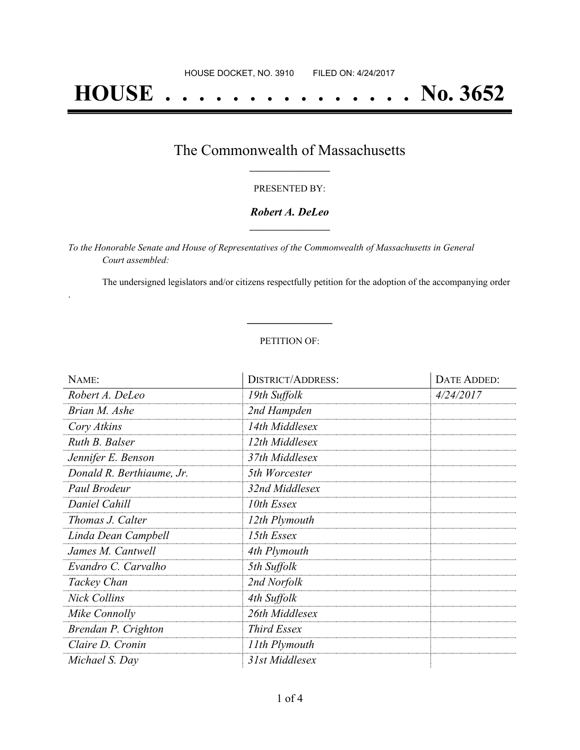HOUSE DOCKET, NO. 3910 FILED ON: 4/24/2017

# HOUSE . . . . . . . . . . . . . . . No. 3652

## The Commonwealth of Massachusetts

PRESENTED BY:

***Robert A. DeLeo***

*To the Honorable Senate and House of Representatives of the Commonwealth of Massachusetts in General Court assembled:*

The undersigned legislators and/or citizens respectfully petition for the adoption of the accompanying order .

PETITION OF:

| NAME: | DISTRICT/ADDRESS: | DATE ADDED: |
|---|---|---|
| *Robert A. DeLeo* | *19th Suffolk* | *4/24/2017* |
| *Brian M. Ashe* | *2nd Hampden* | |
| *Cory Atkins* | *14th Middlesex* | |
| *Ruth B. Balser* | *12th Middlesex* | |
| *Jennifer E. Benson* | *37th Middlesex* | |
| *Donald R. Berthiaume, Jr.* | *5th Worcester* | |
| *Paul Brodeur* | *32nd Middlesex* | |
| *Daniel Cahill* | *10th Essex* | |
| *Thomas J. Calter* | *12th Plymouth* | |
| *Linda Dean Campbell* | *15th Essex* | |
| *James M. Cantwell* | *4th Plymouth* | |
| *Evandro C. Carvalho* | *5th Suffolk* | |
| *Tackey Chan* | *2nd Norfolk* | |
| *Nick Collins* | *4th Suffolk* | |
| *Mike Connolly* | *26th Middlesex* | |
| *Brendan P. Crighton* | *Third Essex* | |
| *Claire D. Cronin* | *11th Plymouth* | |
| *Michael S. Day* | *31st Middlesex* | |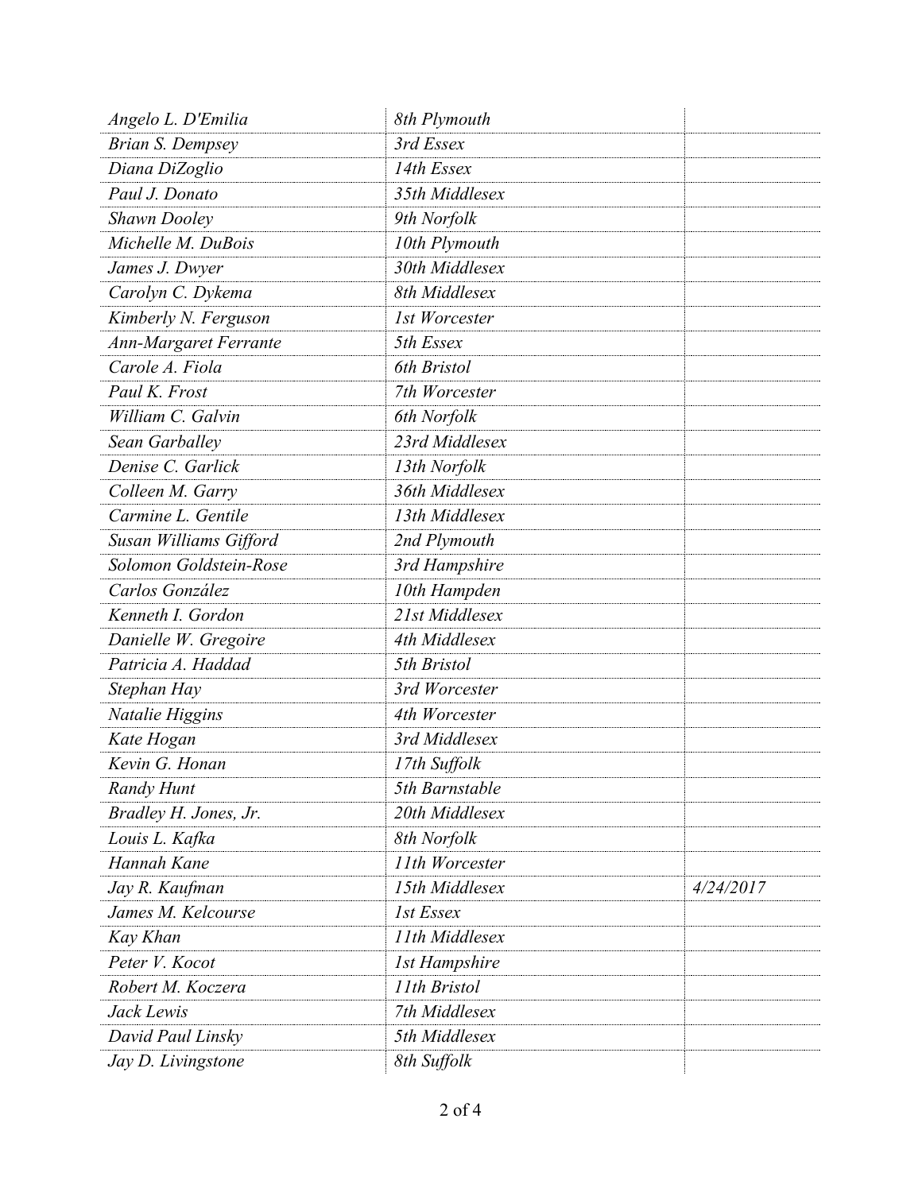| | | |
|---|---|---|
| *Angelo L. D'Emilia* | *8th Plymouth* | |
| *Brian S. Dempsey* | *3rd Essex* | |
| *Diana DiZoglio* | *14th Essex* | |
| *Paul J. Donato* | *35th Middlesex* | |
| *Shawn Dooley* | *9th Norfolk* | |
| *Michelle M. DuBois* | *10th Plymouth* | |
| *James J. Dwyer* | *30th Middlesex* | |
| *Carolyn C. Dykema* | *8th Middlesex* | |
| *Kimberly N. Ferguson* | *1st Worcester* | |
| *Ann-Margaret Ferrante* | *5th Essex* | |
| *Carole A. Fiola* | *6th Bristol* | |
| *Paul K. Frost* | *7th Worcester* | |
| *William C. Galvin* | *6th Norfolk* | |
| *Sean Garballey* | *23rd Middlesex* | |
| *Denise C. Garlick* | *13th Norfolk* | |
| *Colleen M. Garry* | *36th Middlesex* | |
| *Carmine L. Gentile* | *13th Middlesex* | |
| *Susan Williams Gifford* | *2nd Plymouth* | |
| *Solomon Goldstein-Rose* | *3rd Hampshire* | |
| *Carlos González* | *10th Hampden* | |
| *Kenneth I. Gordon* | *21st Middlesex* | |
| *Danielle W. Gregoire* | *4th Middlesex* | |
| *Patricia A. Haddad* | *5th Bristol* | |
| *Stephan Hay* | *3rd Worcester* | |
| *Natalie Higgins* | *4th Worcester* | |
| *Kate Hogan* | *3rd Middlesex* | |
| *Kevin G. Honan* | *17th Suffolk* | |
| *Randy Hunt* | *5th Barnstable* | |
| *Bradley H. Jones, Jr.* | *20th Middlesex* | |
| *Louis L. Kafka* | *8th Norfolk* | |
| *Hannah Kane* | *11th Worcester* | |
| *Jay R. Kaufman* | *15th Middlesex* | *4/24/2017* |
| *James M. Kelcourse* | *1st Essex* | |
| *Kay Khan* | *11th Middlesex* | |
| *Peter V. Kocot* | *1st Hampshire* | |
| *Robert M. Koczera* | *11th Bristol* | |
| *Jack Lewis* | *7th Middlesex* | |
| *David Paul Linsky* | *5th Middlesex* | |
| *Jay D. Livingstone* | *8th Suffolk* | |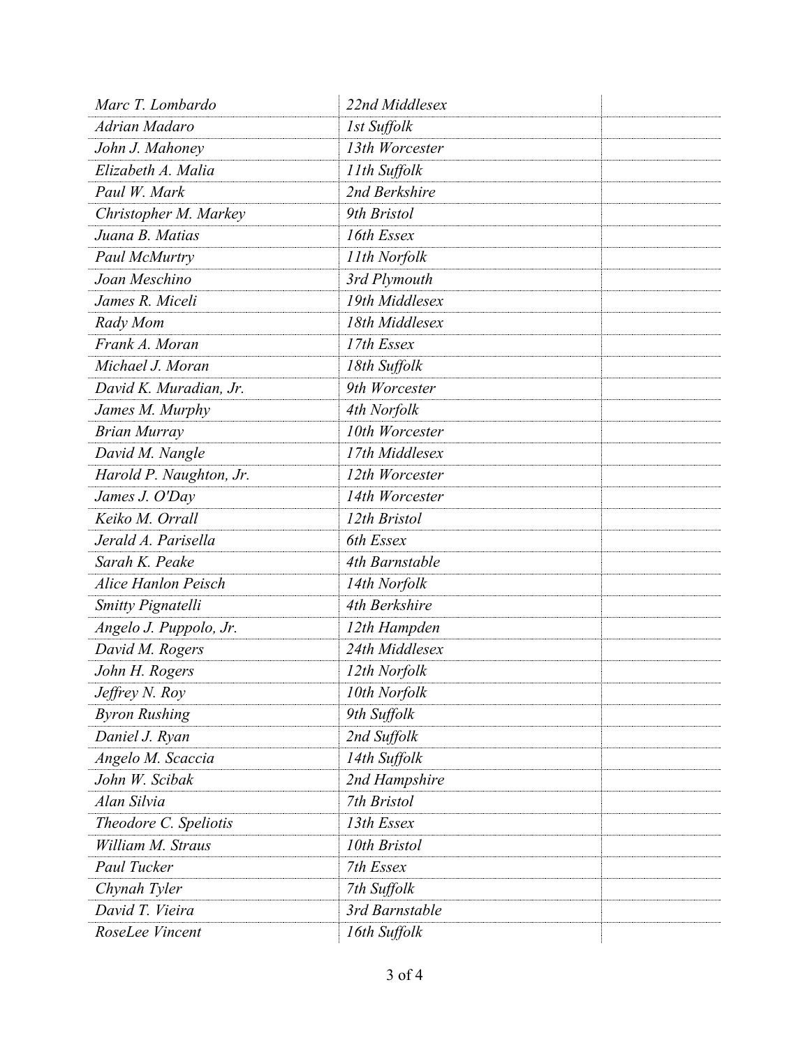| | | |
|---|---|---|
| *Marc T. Lombardo* | *22nd Middlesex* | |
| *Adrian Madaro* | *1st Suffolk* | |
| *John J. Mahoney* | *13th Worcester* | |
| *Elizabeth A. Malia* | *11th Suffolk* | |
| *Paul W. Mark* | *2nd Berkshire* | |
| *Christopher M. Markey* | *9th Bristol* | |
| *Juana B. Matias* | *16th Essex* | |
| *Paul McMurtry* | *11th Norfolk* | |
| *Joan Meschino* | *3rd Plymouth* | |
| *James R. Miceli* | *19th Middlesex* | |
| *Rady Mom* | *18th Middlesex* | |
| *Frank A. Moran* | *17th Essex* | |
| *Michael J. Moran* | *18th Suffolk* | |
| *David K. Muradian, Jr.* | *9th Worcester* | |
| *James M. Murphy* | *4th Norfolk* | |
| *Brian Murray* | *10th Worcester* | |
| *David M. Nangle* | *17th Middlesex* | |
| *Harold P. Naughton, Jr.* | *12th Worcester* | |
| *James J. O'Day* | *14th Worcester* | |
| *Keiko M. Orrall* | *12th Bristol* | |
| *Jerald A. Parisella* | *6th Essex* | |
| *Sarah K. Peake* | *4th Barnstable* | |
| *Alice Hanlon Peisch* | *14th Norfolk* | |
| *Smitty Pignatelli* | *4th Berkshire* | |
| *Angelo J. Puppolo, Jr.* | *12th Hampden* | |
| *David M. Rogers* | *24th Middlesex* | |
| *John H. Rogers* | *12th Norfolk* | |
| *Jeffrey N. Roy* | *10th Norfolk* | |
| *Byron Rushing* | *9th Suffolk* | |
| *Daniel J. Ryan* | *2nd Suffolk* | |
| *Angelo M. Scaccia* | *14th Suffolk* | |
| *John W. Scibak* | *2nd Hampshire* | |
| *Alan Silvia* | *7th Bristol* | |
| *Theodore C. Speliotis* | *13th Essex* | |
| *William M. Straus* | *10th Bristol* | |
| *Paul Tucker* | *7th Essex* | |
| *Chynah Tyler* | *7th Suffolk* | |
| *David T. Vieira* | *3rd Barnstable* | |
| *RoseLee Vincent* | *16th Suffolk* | |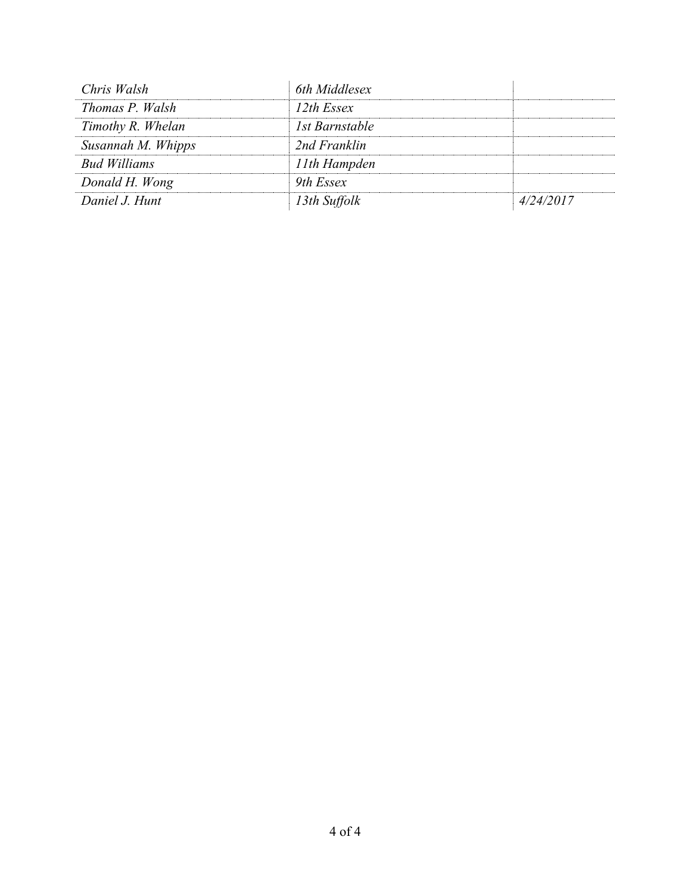| | | |
|---|---|---|
| *Chris Walsh* | *6th Middlesex* | |
| *Thomas P. Walsh* | *12th Essex* | |
| *Timothy R. Whelan* | *1st Barnstable* | |
| *Susannah M. Whipps* | *2nd Franklin* | |
| *Bud Williams* | *11th Hampden* | |
| *Donald H. Wong* | *9th Essex* | |
| *Daniel J. Hunt* | *13th Suffolk* | *4/24/2017* |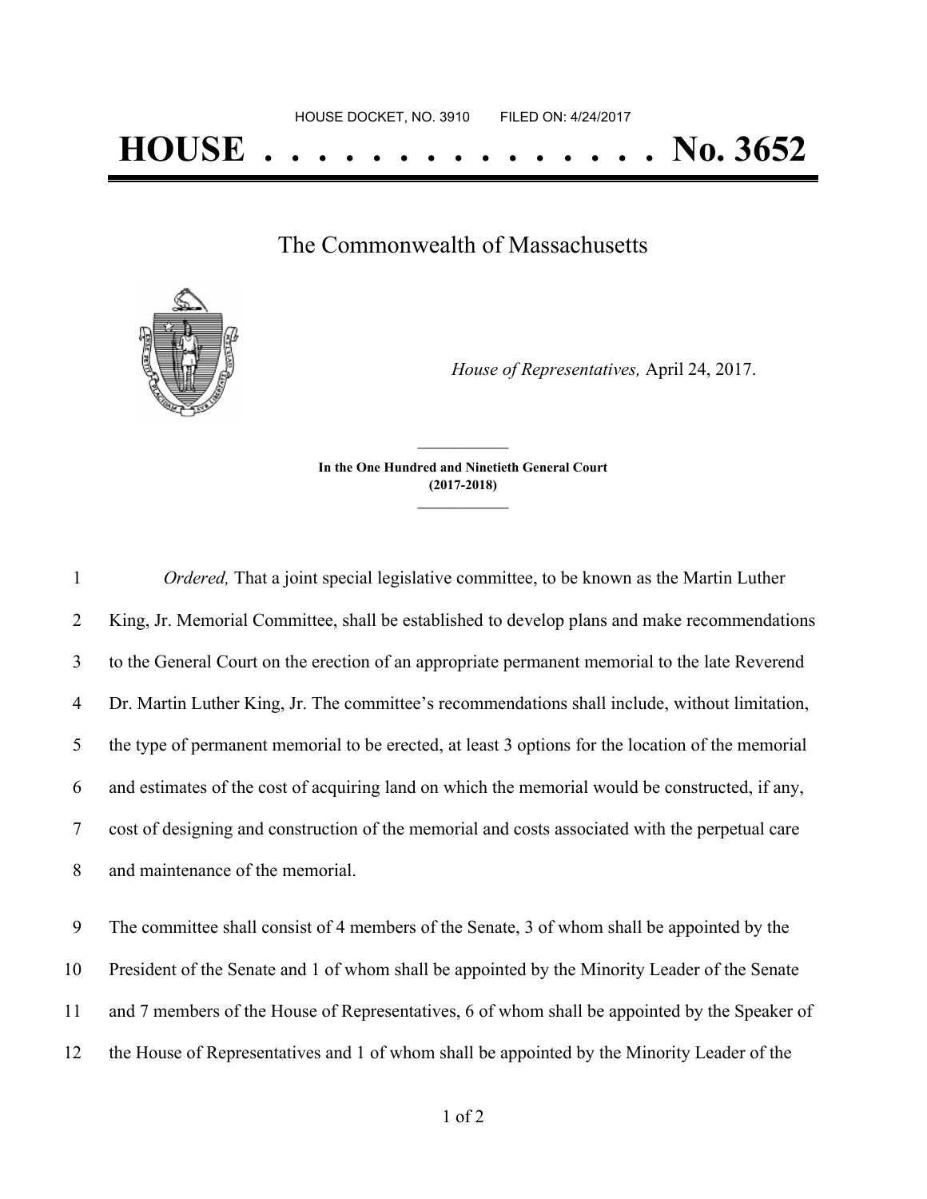HOUSE DOCKET, NO. 3910        FILED ON: 4/24/2017

# HOUSE . . . . . . . . . . . . . . . No. 3652

## The Commonwealth of Massachusetts

*House of Representatives,* April 24, 2017.

**In the One Hundred and Ninetieth General Court (2017-2018)**

1 *Ordered,* That a joint special legislative committee, to be known as the Martin Luther
2 King, Jr. Memorial Committee, shall be established to develop plans and make recommendations
3 to the General Court on the erection of an appropriate permanent memorial to the late Reverend
4 Dr. Martin Luther King, Jr. The committee's recommendations shall include, without limitation,
5 the type of permanent memorial to be erected, at least 3 options for the location of the memorial
6 and estimates of the cost of acquiring land on which the memorial would be constructed, if any,
7 cost of designing and construction of the memorial and costs associated with the perpetual care
8 and maintenance of the memorial.

9 The committee shall consist of 4 members of the Senate, 3 of whom shall be appointed by the
10 President of the Senate and 1 of whom shall be appointed by the Minority Leader of the Senate
11 and 7 members of the House of Representatives, 6 of whom shall be appointed by the Speaker of
12 the House of Representatives and 1 of whom shall be appointed by the Minority Leader of the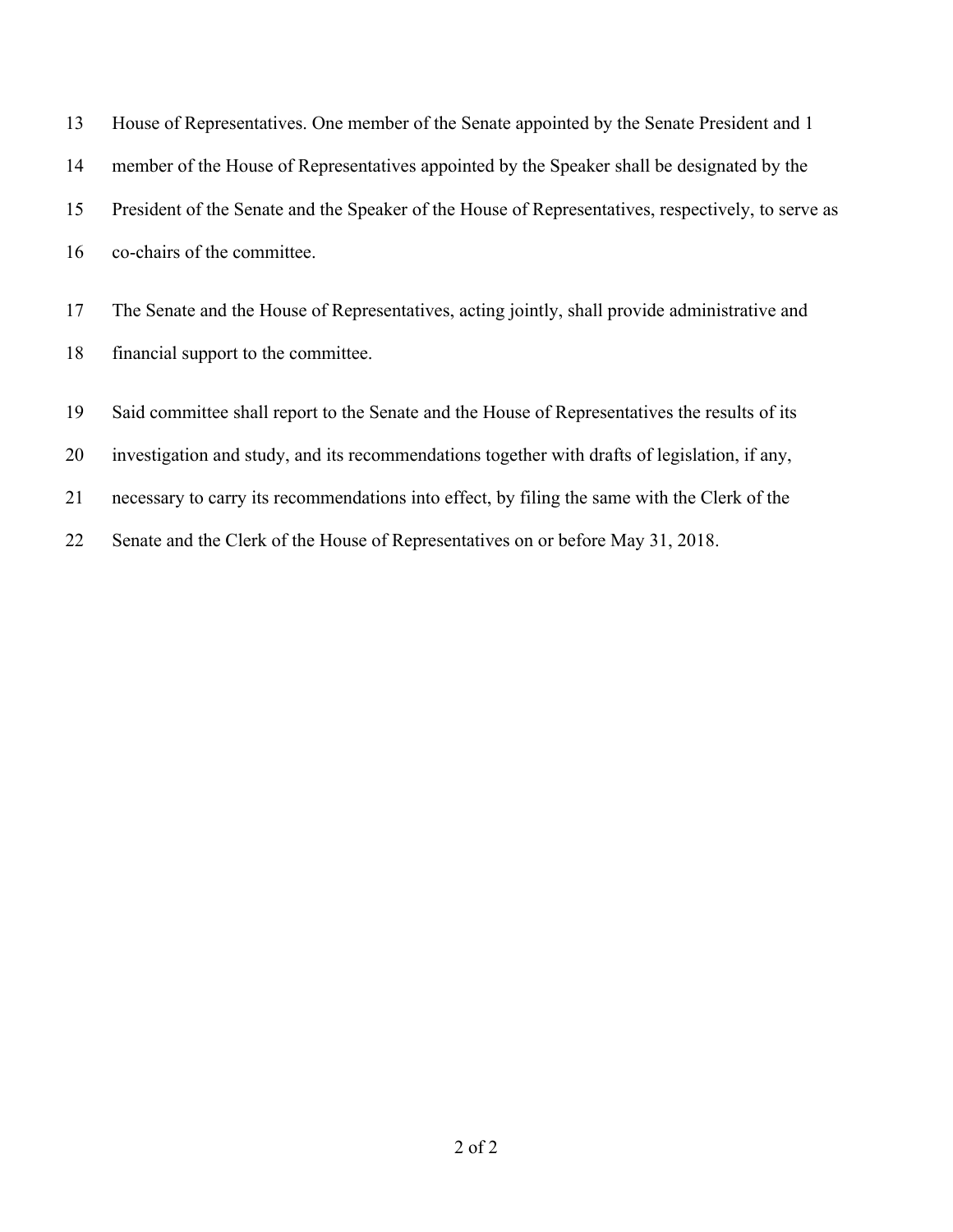House of Representatives. One member of the Senate appointed by the Senate President and 1 member of the House of Representatives appointed by the Speaker shall be designated by the President of the Senate and the Speaker of the House of Representatives, respectively, to serve as co-chairs of the committee.

The Senate and the House of Representatives, acting jointly, shall provide administrative and financial support to the committee.

Said committee shall report to the Senate and the House of Representatives the results of its investigation and study, and its recommendations together with drafts of legislation, if any, necessary to carry its recommendations into effect, by filing the same with the Clerk of the Senate and the Clerk of the House of Representatives on or before May 31, 2018.